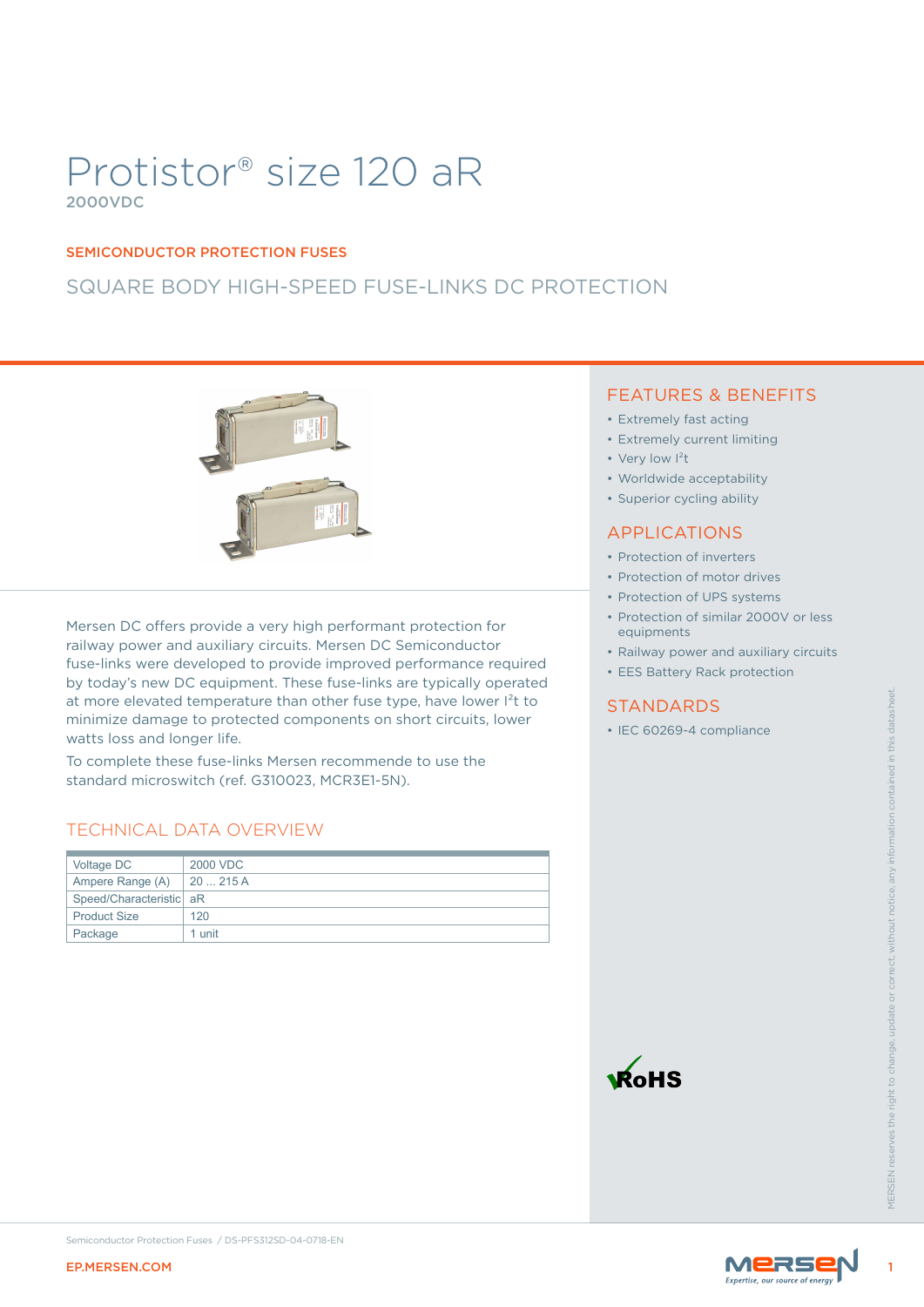# Protistor® size 120 aR

2000VDC

SEMICONDUCTOR PROTECTION FUSES

## SQUARE BODY HIGH-SPEED FUSE-LINKS DC PROTECTION

Mersen DC offers provide a very high performant protection for railway power and auxiliary circuits. Mersen DC Semiconductor fuse-links were developed to provide improved performance required by today's new DC equipment. These fuse-links are typically operated at more elevated temperature than other fuse type, have lower $I^2t$ to minimize damage to protected components on short circuits, lower watts loss and longer life.

To complete these fuse-links Mersen recommende to use the standard microswitch (ref. G310023, MCR3E1-5N).

## TECHNICAL DATA OVERVIEW

| | |
|---|---|
| Voltage DC | 2000 VDC |
| Ampere Range (A) | 20 ... 215 A |
| Speed/Characteristic | aR |
| Product Size | 120 |
| Package | 1 unit |

## FEATURES & BENEFITS

- Extremely fast acting
- Extremely current limiting
- Very low $I^2t$
- Worldwide acceptability
- Superior cycling ability

## APPLICATIONS

- Protection of inverters
- Protection of motor drives
- Protection of UPS systems
- Protection of similar 2000V or less equipments
- Railway power and auxiliary circuits
- EES Battery Rack protection

## STANDARDS

- IEC 60269-4 compliance

RoHS

MERSEN reserves the right to change, update or correct, without notice, any information contained in this datasheet.

Semiconductor Protection Fuses / DS-PFS312SD-04-0718-EN

EP.MERSEN.COM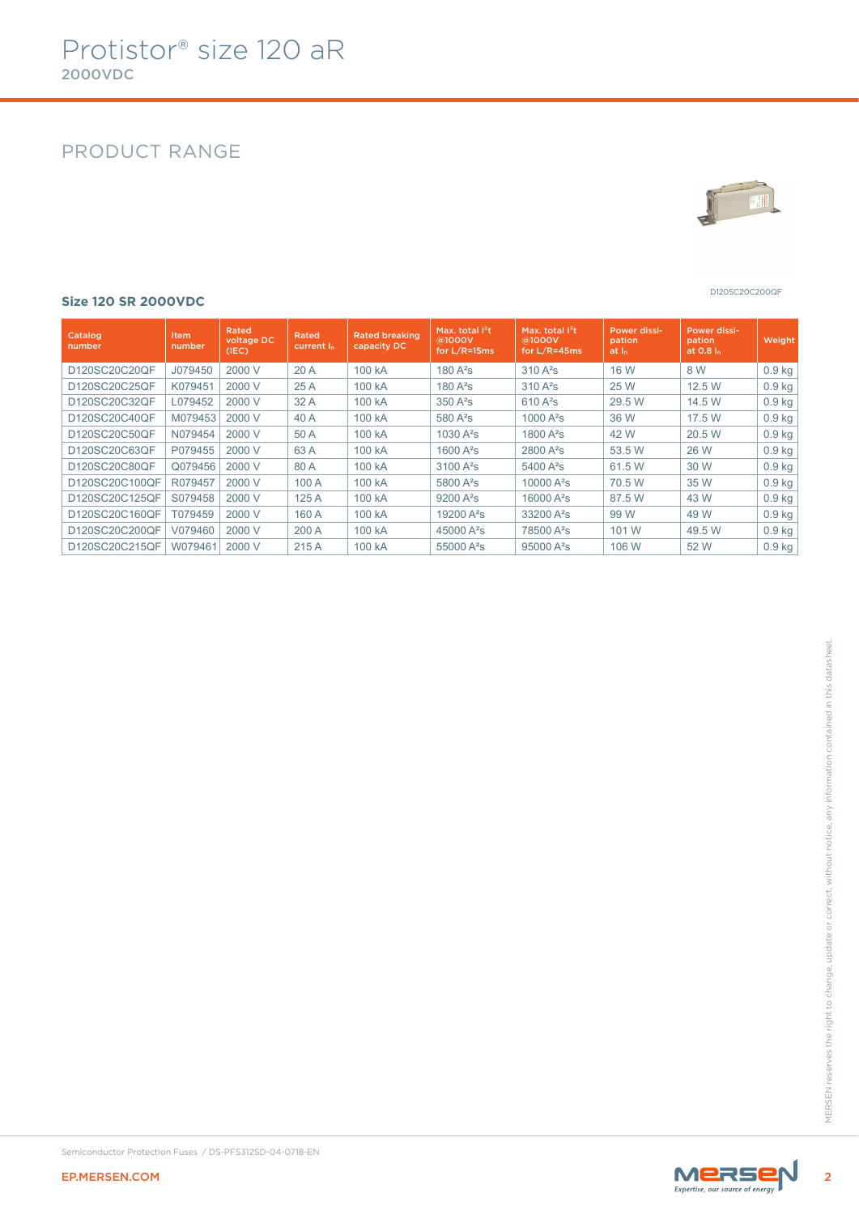# Protistor® size 120 aR

**2000VDC**

## PRODUCT RANGE

D120SC20C200QF

### Size 120 SR 2000VDC

| Catalog number | Item number | Rated voltage DC (IEC) | Rated current $I_n$ | Rated breaking capacity DC | Max. total $I^2t$ @1000V for L/R=15ms | Max. total $I^2t$ @1000V for L/R=45ms | Power dissi-pation at $I_n$ | Power dissi-pation at 0.8 $I_n$ | Weight |
|---|---|---|---|---|---|---|---|---|---|
| D120SC20C20QF | J079450 | 2000 V | 20 A | 100 kA | 180 A²s | 310 A²s | 16 W | 8 W | 0.9 kg |
| D120SC20C25QF | K079451 | 2000 V | 25 A | 100 kA | 180 A²s | 310 A²s | 25 W | 12.5 W | 0.9 kg |
| D120SC20C32QF | L079452 | 2000 V | 32 A | 100 kA | 350 A²s | 610 A²s | 29.5 W | 14.5 W | 0.9 kg |
| D120SC20C40QF | M079453 | 2000 V | 40 A | 100 kA | 580 A²s | 1000 A²s | 36 W | 17.5 W | 0.9 kg |
| D120SC20C50QF | N079454 | 2000 V | 50 A | 100 kA | 1030 A²s | 1800 A²s | 42 W | 20.5 W | 0.9 kg |
| D120SC20C63QF | P079455 | 2000 V | 63 A | 100 kA | 1600 A²s | 2800 A²s | 53.5 W | 26 W | 0.9 kg |
| D120SC20C80QF | Q079456 | 2000 V | 80 A | 100 kA | 3100 A²s | 5400 A²s | 61.5 W | 30 W | 0.9 kg |
| D120SC20C100QF | R079457 | 2000 V | 100 A | 100 kA | 5800 A²s | 10000 A²s | 70.5 W | 35 W | 0.9 kg |
| D120SC20C125QF | S079458 | 2000 V | 125 A | 100 kA | 9200 A²s | 16000 A²s | 87.5 W | 43 W | 0.9 kg |
| D120SC20C160QF | T079459 | 2000 V | 160 A | 100 kA | 19200 A²s | 33200 A²s | 99 W | 49 W | 0.9 kg |
| D120SC20C200QF | V079460 | 2000 V | 200 A | 100 kA | 45000 A²s | 78500 A²s | 101 W | 49.5 W | 0.9 kg |
| D120SC20C215QF | W079461 | 2000 V | 215 A | 100 kA | 55000 A²s | 95000 A²s | 106 W | 52 W | 0.9 kg |

MERSEN reserves the right to change, update or correct, without notice, any information contained in this datasheet.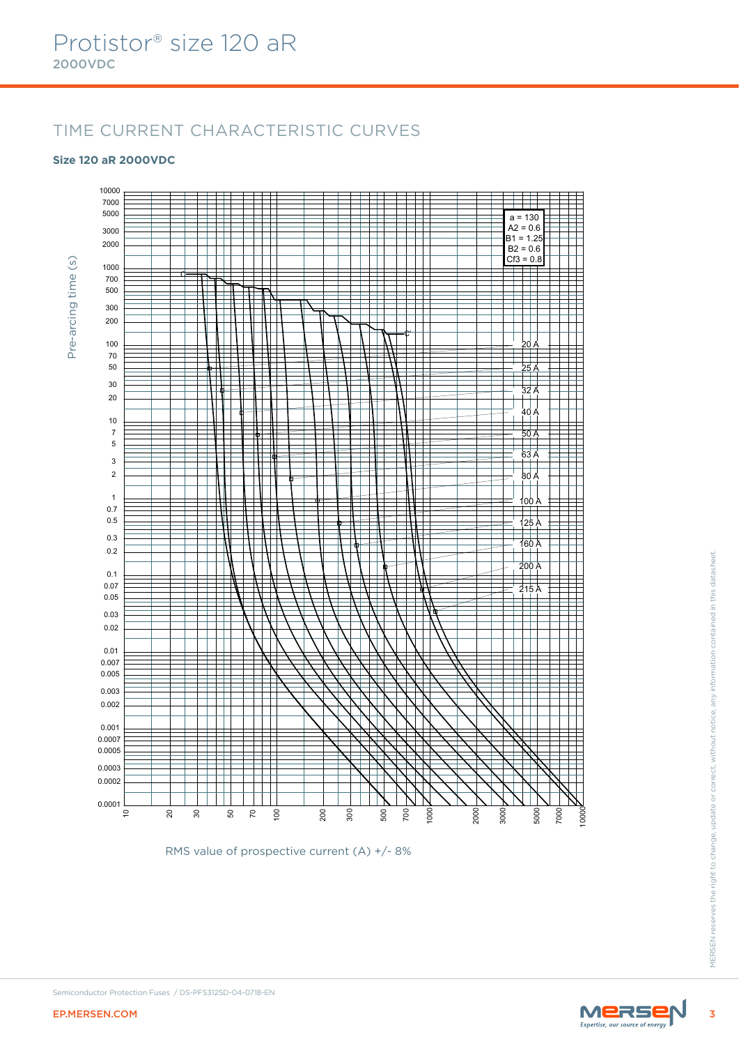# Protistor® size 120 aR

2000VDC

## TIME CURRENT CHARACTERISTIC CURVES

**Size 120 aR 2000VDC**

a = 130
A2 = 0.6
B1 = 1.25
B2 = 0.6
Cf3 = 0.8

Pre-arcing time (s)

20 A
25 A
32 A
40 A
50 A
63 A
80 A
100 A
125 A
160 A
200 A
215 A

RMS value of prospective current (A) +/- 8%

MERSEN reserves the right to change, update or correct, without notice, any information contained in this datasheet.

Semiconductor Protection Fuses / DS-PFS312SD-04-0718-EN

EP.MERSEN.COM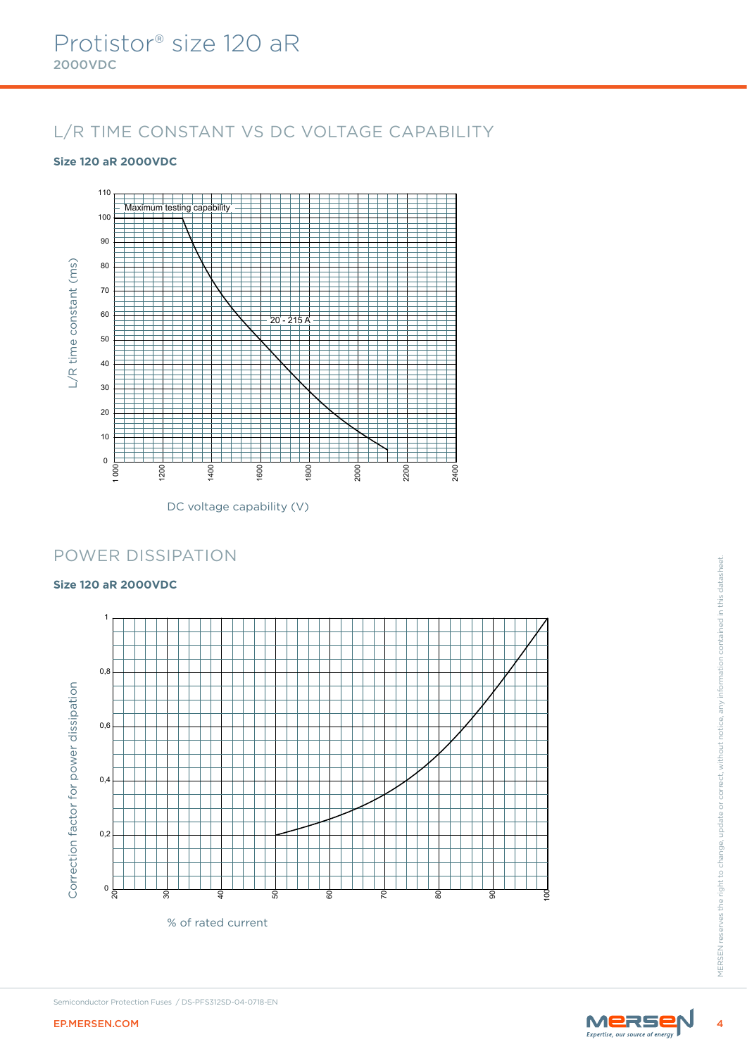# Protistor® size 120 aR

**2000VDC**

## L/R TIME CONSTANT VS DC VOLTAGE CAPABILITY

**Size 120 aR 2000VDC**

L/R time constant (ms)

Maximum testing capability

20 - 215 A

DC voltage capability (V)

## POWER DISSIPATION

**Size 120 aR 2000VDC**

Correction factor for power dissipation

% of rated current

Semiconductor Protection Fuses / DS-PFS312SD-04-0718-EN

MERSEN reserves the right to change, update or correct, without notice, any information contained in this datasheet.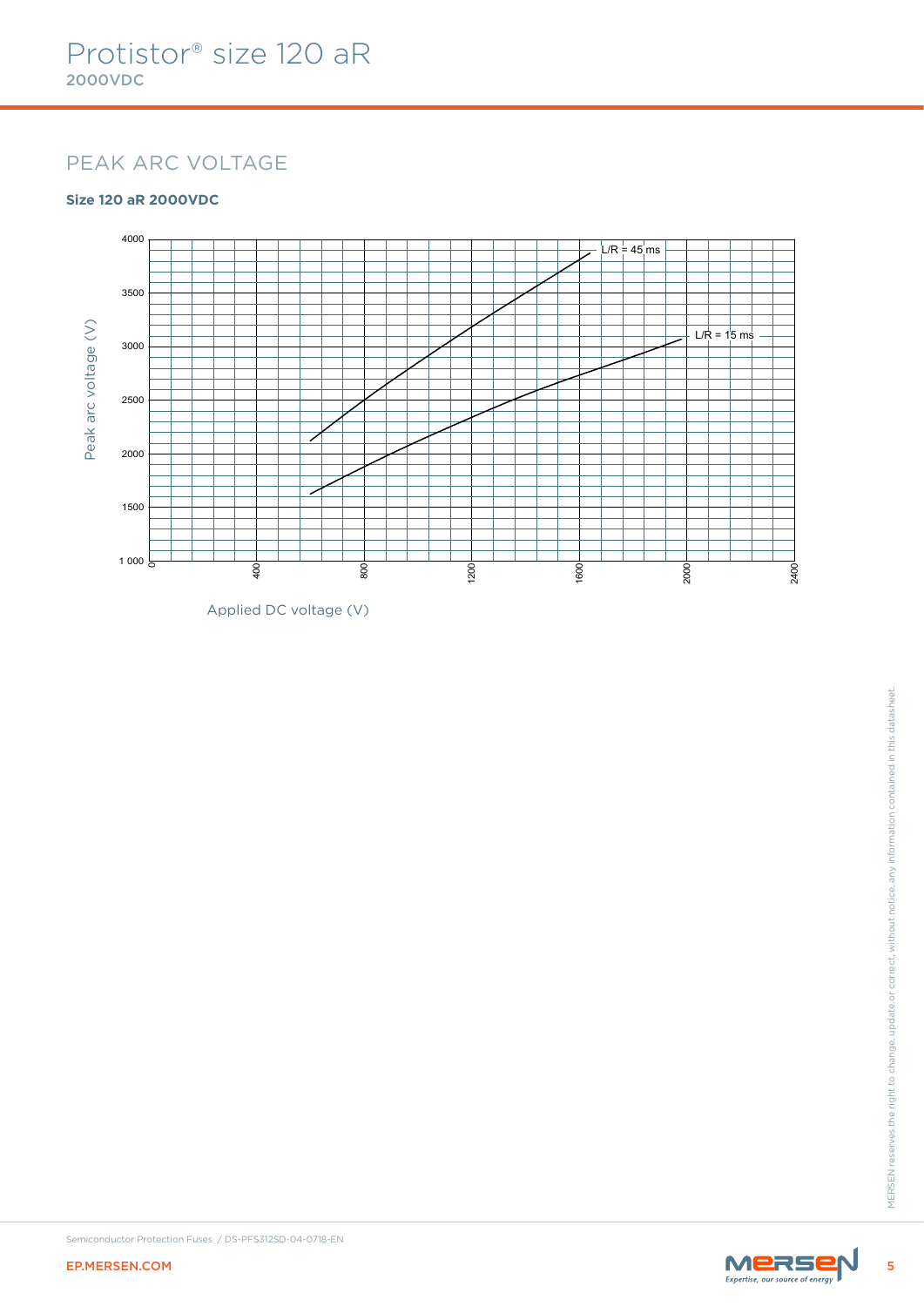## PEAK ARC VOLTAGE

**Size 120 aR 2000VDC**

Peak arc voltage (V)

4000
3500
3000
2500
2000
1500
1 000

0
400
800
1200
1600
2000
2400

Applied DC voltage (V)

L/R = 45 ms

L/R = 15 ms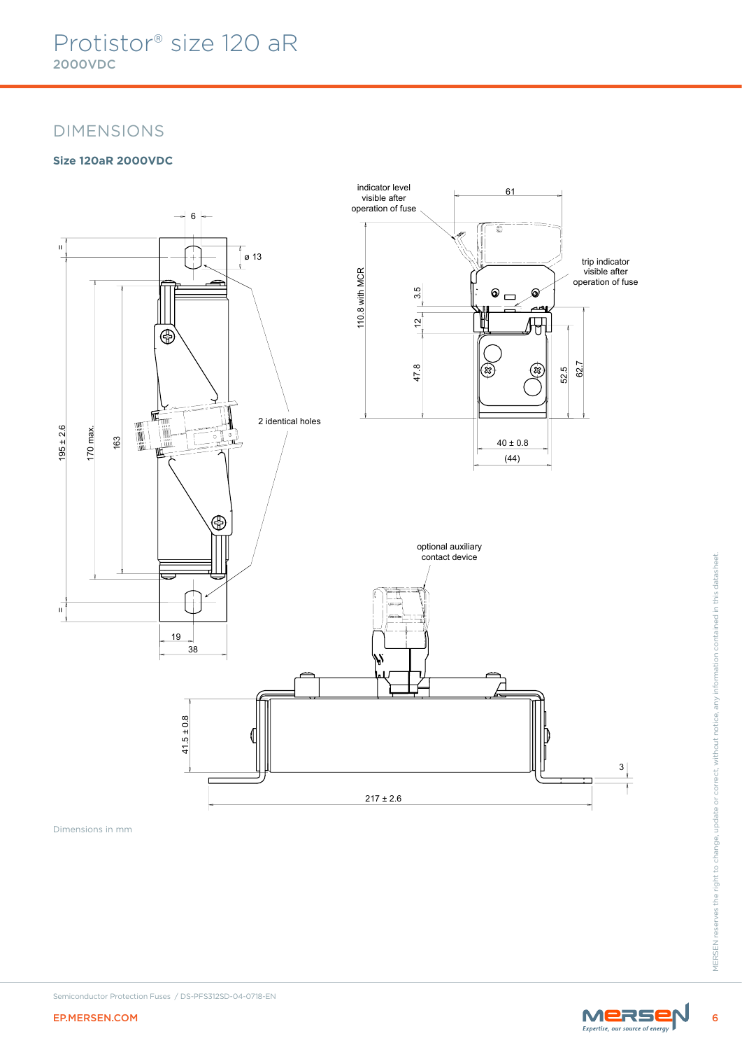# Protistor® size 120 aR

2000VDC

## DIMENSIONS

### Size 120aR 2000VDC

6

ø 13

195 ± 2.6

170 max.

163

2 identical holes

19

38

indicator level visible after operation of fuse

61

110.8 with MCR

3.5

12

47.8

trip indicator visible after operation of fuse

52.5

62.7

40 ± 0.8

(44)

optional auxiliary contact device

41.5 ± 0.8

3

217 ± 2.6

Dimensions in mm

MERSEN reserves the right to change, update or correct, without notice, any information contained in this datasheet.

Semiconductor Protection Fuses / DS-PFS312SD-04-0718-EN

EP.MERSEN.COM